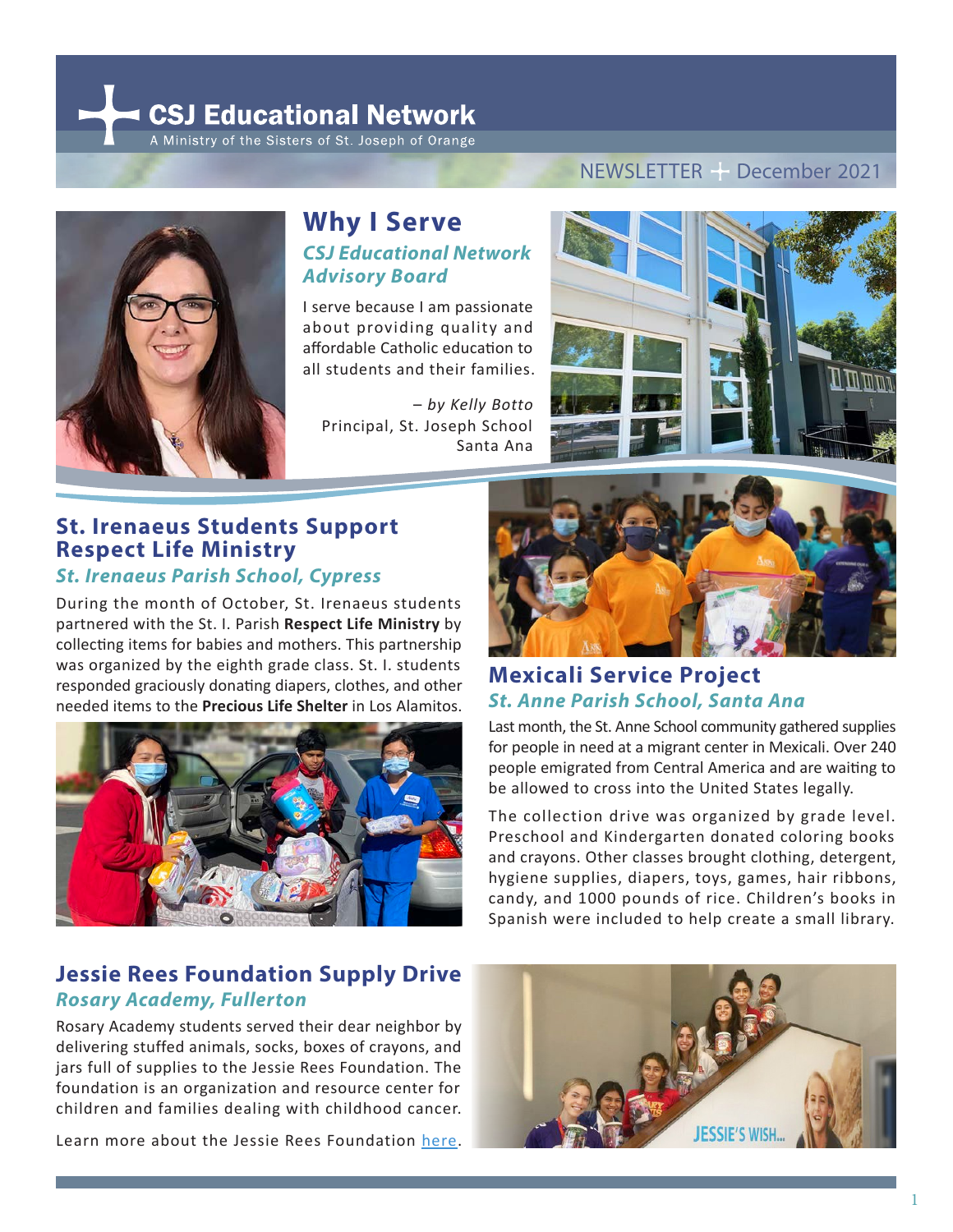# CSJ Educational Network

A Ministry of the Sisters of St. Joseph of Orange

NEWSLETTER + December 2021

## Why I Serve

### *CSJ Educational Network Advisory Board*

I serve because I am passionate about providing quality and affordable Catholic education to all students and their families.

*– by Kelly Botto*
Principal, St. Joseph School
Santa Ana

## St. Irenaeus Students Support Respect Life Ministry

### *St. Irenaeus Parish School, Cypress*

During the month of October, St. Irenaeus students partnered with the St. I. Parish **Respect Life Ministry** by collecting items for babies and mothers. This partnership was organized by the eighth grade class. St. I. students responded graciously donating diapers, clothes, and other needed items to the **Precious Life Shelter** in Los Alamitos.

## Mexicali Service Project

### *St. Anne Parish School, Santa Ana*

Last month, the St. Anne School community gathered supplies for people in need at a migrant center in Mexicali. Over 240 people emigrated from Central America and are waiting to be allowed to cross into the United States legally.

The collection drive was organized by grade level. Preschool and Kindergarten donated coloring books and crayons. Other classes brought clothing, detergent, hygiene supplies, diapers, toys, games, hair ribbons, candy, and 1000 pounds of rice. Children's books in Spanish were included to help create a small library.

## Jessie Rees Foundation Supply Drive

### *Rosary Academy, Fullerton*

Rosary Academy students served their dear neighbor by delivering stuffed animals, socks, boxes of crayons, and jars full of supplies to the Jessie Rees Foundation. The foundation is an organization and resource center for children and families dealing with childhood cancer.

Learn more about the Jessie Rees Foundation here.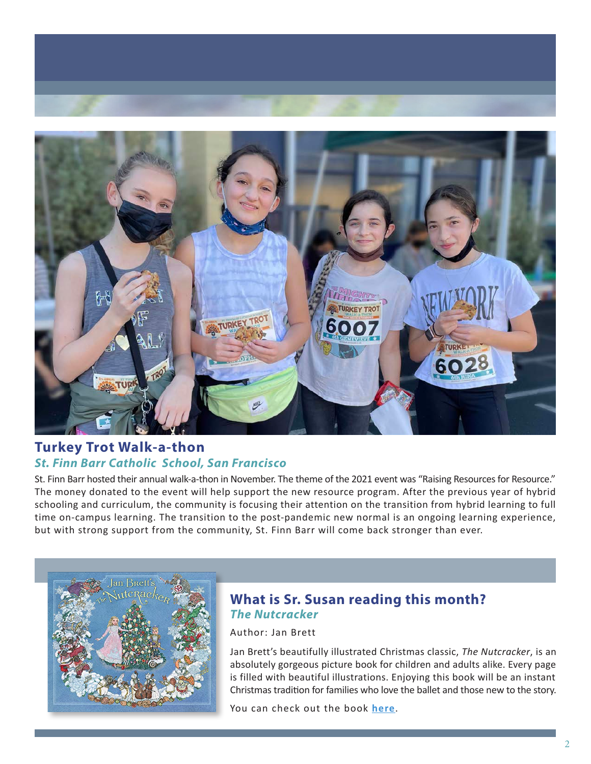## Turkey Trot Walk-a-thon

### *St. Finn Barr Catholic School, San Francisco*

St. Finn Barr hosted their annual walk-a-thon in November. The theme of the 2021 event was "Raising Resources for Resource." The money donated to the event will help support the new resource program. After the previous year of hybrid schooling and curriculum, the community is focusing their attention on the transition from hybrid learning to full time on-campus learning. The transition to the post-pandemic new normal is an ongoing learning experience, but with strong support from the community, St. Finn Barr will come back stronger than ever.

## What is Sr. Susan reading this month?

### *The Nutcracker*

Author: Jan Brett

Jan Brett's beautifully illustrated Christmas classic, *The Nutcracker*, is an absolutely gorgeous picture book for children and adults alike. Every page is filled with beautiful illustrations. Enjoying this book will be an instant Christmas tradition for families who love the ballet and those new to the story.

You can check out the book **here**.